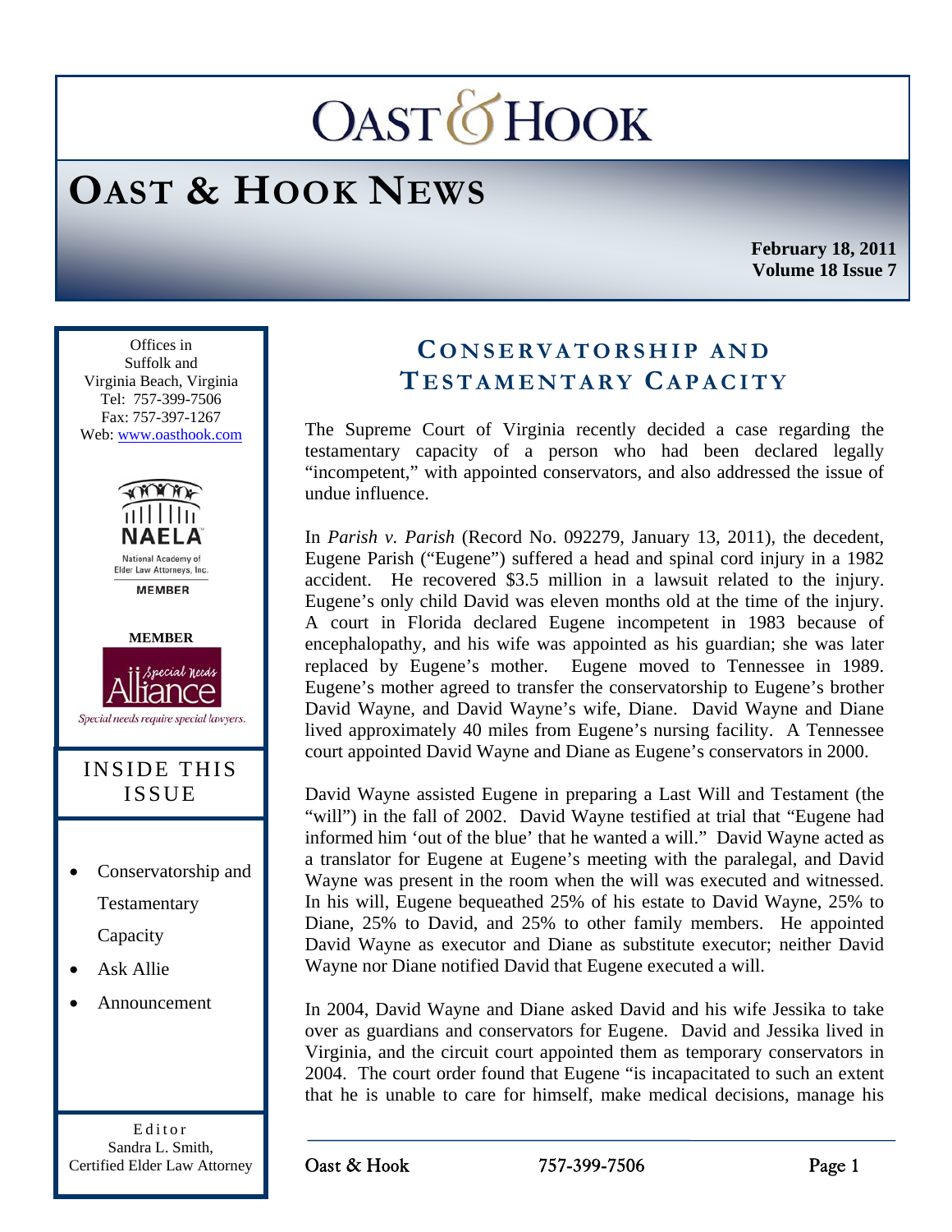# Oast & Hook

## Oast & Hook News

**February 18, 2011**
**Volume 18 Issue 7**

Offices in
Suffolk and
Virginia Beach, Virginia
Tel: 757-399-7506
Fax: 757-397-1267
Web: www.oasthook.com

NAELA
National Academy of Elder Law Attorneys, Inc.
MEMBER

MEMBER
Special Needs Alliance
Special needs require special lawyers.

### Inside This Issue

- Conservatorship and Testamentary Capacity
- Ask Allie
- Announcement

Editor
Sandra L. Smith,
Certified Elder Law Attorney

## Conservatorship and Testamentary Capacity

The Supreme Court of Virginia recently decided a case regarding the testamentary capacity of a person who had been declared legally "incompetent," with appointed conservators, and also addressed the issue of undue influence.

In *Parish v. Parish* (Record No. 092279, January 13, 2011), the decedent, Eugene Parish ("Eugene") suffered a head and spinal cord injury in a 1982 accident. He recovered $3.5 million in a lawsuit related to the injury. Eugene's only child David was eleven months old at the time of the injury. A court in Florida declared Eugene incompetent in 1983 because of encephalopathy, and his wife was appointed as his guardian; she was later replaced by Eugene's mother. Eugene moved to Tennessee in 1989. Eugene's mother agreed to transfer the conservatorship to Eugene's brother David Wayne, and David Wayne's wife, Diane. David Wayne and Diane lived approximately 40 miles from Eugene's nursing facility. A Tennessee court appointed David Wayne and Diane as Eugene's conservators in 2000.

David Wayne assisted Eugene in preparing a Last Will and Testament (the "will") in the fall of 2002. David Wayne testified at trial that "Eugene had informed him 'out of the blue' that he wanted a will." David Wayne acted as a translator for Eugene at Eugene's meeting with the paralegal, and David Wayne was present in the room when the will was executed and witnessed. In his will, Eugene bequeathed 25% of his estate to David Wayne, 25% to Diane, 25% to David, and 25% to other family members. He appointed David Wayne as executor and Diane as substitute executor; neither David Wayne nor Diane notified David that Eugene executed a will.

In 2004, David Wayne and Diane asked David and his wife Jessika to take over as guardians and conservators for Eugene. David and Jessika lived in Virginia, and the circuit court appointed them as temporary conservators in 2004. The court order found that Eugene "is incapacitated to such an extent that he is unable to care for himself, make medical decisions, manage his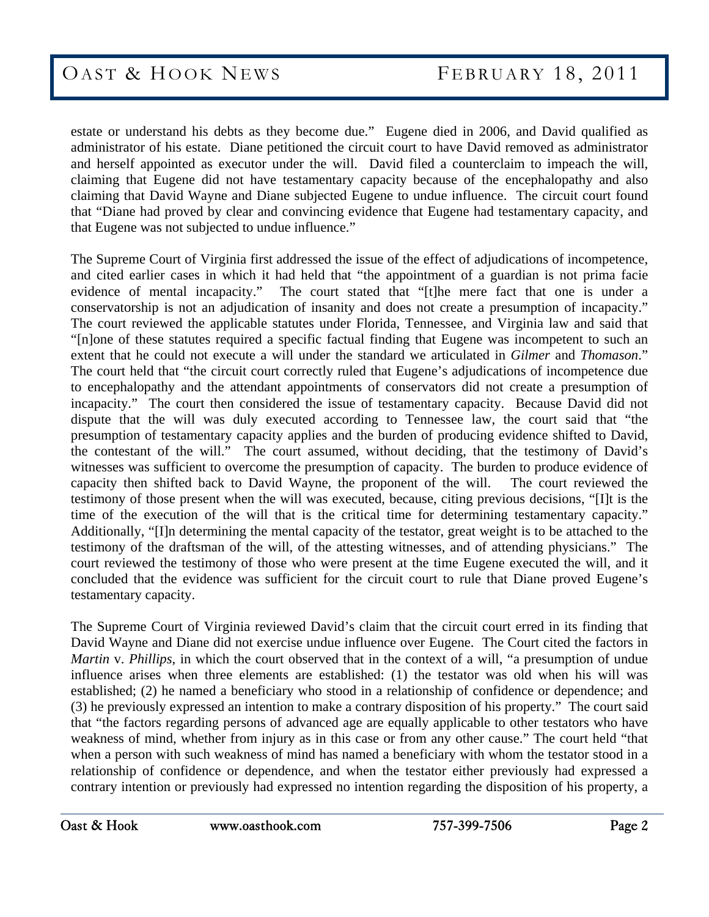estate or understand his debts as they become due." Eugene died in 2006, and David qualified as administrator of his estate. Diane petitioned the circuit court to have David removed as administrator and herself appointed as executor under the will. David filed a counterclaim to impeach the will, claiming that Eugene did not have testamentary capacity because of the encephalopathy and also claiming that David Wayne and Diane subjected Eugene to undue influence. The circuit court found that "Diane had proved by clear and convincing evidence that Eugene had testamentary capacity, and that Eugene was not subjected to undue influence."

The Supreme Court of Virginia first addressed the issue of the effect of adjudications of incompetence, and cited earlier cases in which it had held that "the appointment of a guardian is not prima facie evidence of mental incapacity." The court stated that "[t]he mere fact that one is under a conservatorship is not an adjudication of insanity and does not create a presumption of incapacity." The court reviewed the applicable statutes under Florida, Tennessee, and Virginia law and said that "[n]one of these statutes required a specific factual finding that Eugene was incompetent to such an extent that he could not execute a will under the standard we articulated in *Gilmer* and *Thomason*." The court held that "the circuit court correctly ruled that Eugene's adjudications of incompetence due to encephalopathy and the attendant appointments of conservators did not create a presumption of incapacity." The court then considered the issue of testamentary capacity. Because David did not dispute that the will was duly executed according to Tennessee law, the court said that "the presumption of testamentary capacity applies and the burden of producing evidence shifted to David, the contestant of the will." The court assumed, without deciding, that the testimony of David's witnesses was sufficient to overcome the presumption of capacity. The burden to produce evidence of capacity then shifted back to David Wayne, the proponent of the will. The court reviewed the testimony of those present when the will was executed, because, citing previous decisions, "[I]t is the time of the execution of the will that is the critical time for determining testamentary capacity." Additionally, "[I]n determining the mental capacity of the testator, great weight is to be attached to the testimony of the draftsman of the will, of the attesting witnesses, and of attending physicians." The court reviewed the testimony of those who were present at the time Eugene executed the will, and it concluded that the evidence was sufficient for the circuit court to rule that Diane proved Eugene's testamentary capacity.

The Supreme Court of Virginia reviewed David's claim that the circuit court erred in its finding that David Wayne and Diane did not exercise undue influence over Eugene. The Court cited the factors in *Martin* v. *Phillips*, in which the court observed that in the context of a will, "a presumption of undue influence arises when three elements are established: (1) the testator was old when his will was established; (2) he named a beneficiary who stood in a relationship of confidence or dependence; and (3) he previously expressed an intention to make a contrary disposition of his property." The court said that "the factors regarding persons of advanced age are equally applicable to other testators who have weakness of mind, whether from injury as in this case or from any other cause." The court held "that when a person with such weakness of mind has named a beneficiary with whom the testator stood in a relationship of confidence or dependence, and when the testator either previously had expressed a contrary intention or previously had expressed no intention regarding the disposition of his property, a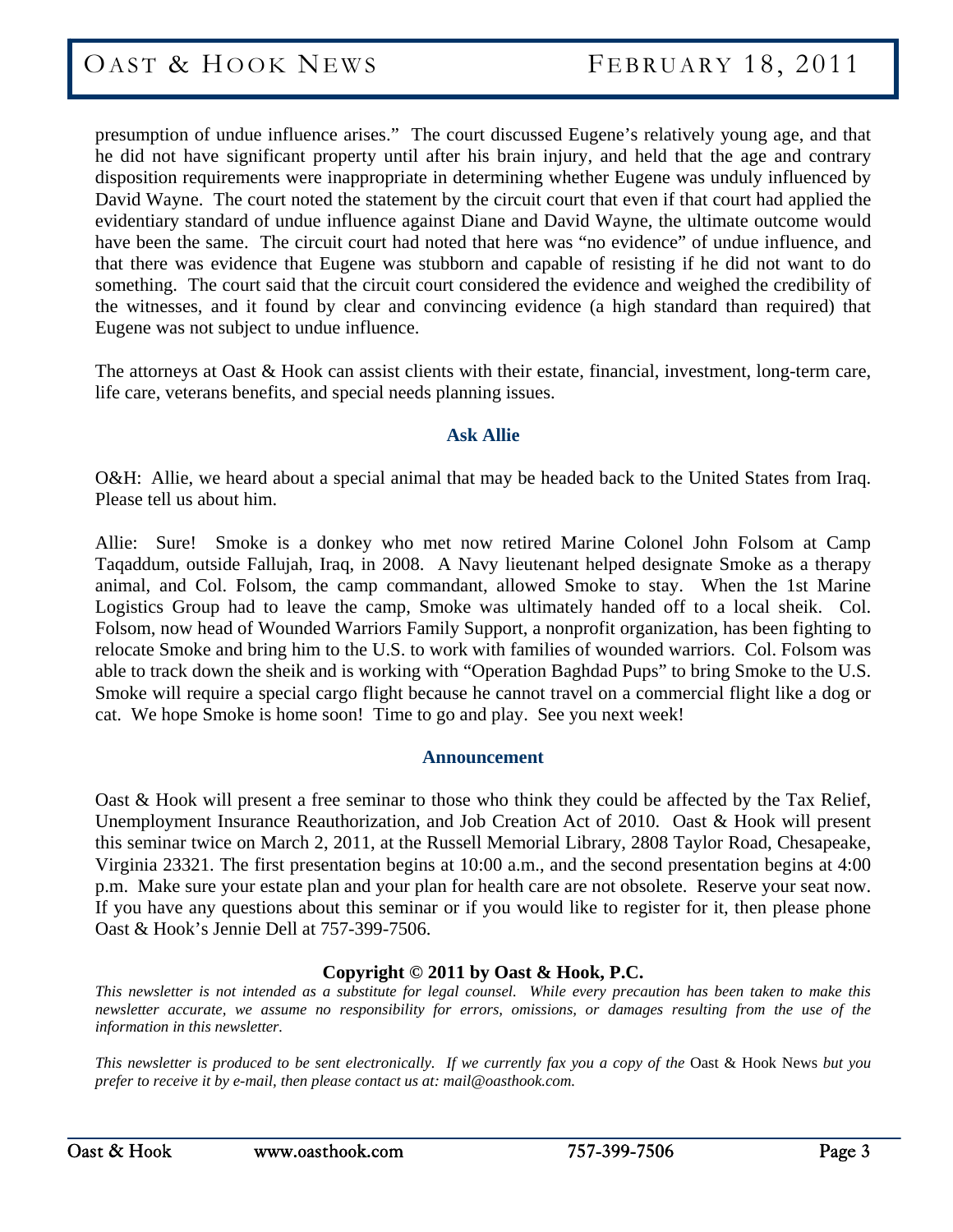presumption of undue influence arises." The court discussed Eugene's relatively young age, and that he did not have significant property until after his brain injury, and held that the age and contrary disposition requirements were inappropriate in determining whether Eugene was unduly influenced by David Wayne. The court noted the statement by the circuit court that even if that court had applied the evidentiary standard of undue influence against Diane and David Wayne, the ultimate outcome would have been the same. The circuit court had noted that here was "no evidence" of undue influence, and that there was evidence that Eugene was stubborn and capable of resisting if he did not want to do something. The court said that the circuit court considered the evidence and weighed the credibility of the witnesses, and it found by clear and convincing evidence (a high standard than required) that Eugene was not subject to undue influence.

The attorneys at Oast & Hook can assist clients with their estate, financial, investment, long-term care, life care, veterans benefits, and special needs planning issues.

### Ask Allie

O&H: Allie, we heard about a special animal that may be headed back to the United States from Iraq. Please tell us about him.

Allie: Sure! Smoke is a donkey who met now retired Marine Colonel John Folsom at Camp Taqaddum, outside Fallujah, Iraq, in 2008. A Navy lieutenant helped designate Smoke as a therapy animal, and Col. Folsom, the camp commandant, allowed Smoke to stay. When the 1st Marine Logistics Group had to leave the camp, Smoke was ultimately handed off to a local sheik. Col. Folsom, now head of Wounded Warriors Family Support, a nonprofit organization, has been fighting to relocate Smoke and bring him to the U.S. to work with families of wounded warriors. Col. Folsom was able to track down the sheik and is working with "Operation Baghdad Pups" to bring Smoke to the U.S. Smoke will require a special cargo flight because he cannot travel on a commercial flight like a dog or cat. We hope Smoke is home soon! Time to go and play. See you next week!

### Announcement

Oast & Hook will present a free seminar to those who think they could be affected by the Tax Relief, Unemployment Insurance Reauthorization, and Job Creation Act of 2010. Oast & Hook will present this seminar twice on March 2, 2011, at the Russell Memorial Library, 2808 Taylor Road, Chesapeake, Virginia 23321. The first presentation begins at 10:00 a.m., and the second presentation begins at 4:00 p.m. Make sure your estate plan and your plan for health care are not obsolete. Reserve your seat now. If you have any questions about this seminar or if you would like to register for it, then please phone Oast & Hook's Jennie Dell at 757-399-7506.

**Copyright © 2011 by Oast & Hook, P.C.**

*This newsletter is not intended as a substitute for legal counsel. While every precaution has been taken to make this newsletter accurate, we assume no responsibility for errors, omissions, or damages resulting from the use of the information in this newsletter.*

*This newsletter is produced to be sent electronically. If we currently fax you a copy of the* Oast & Hook News *but you prefer to receive it by e-mail, then please contact us at: mail@oasthook.com.*